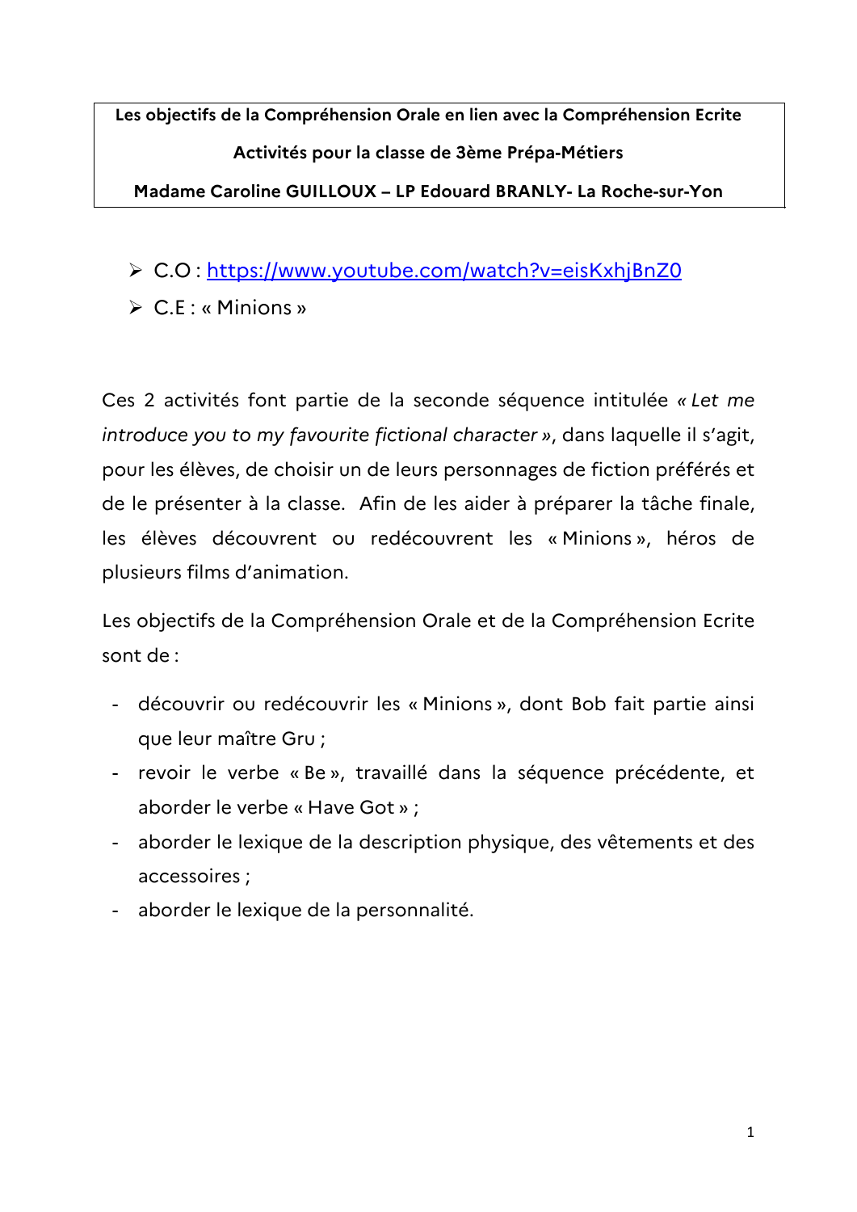**Les objectifs de la Compréhension Orale en lien avec la Compréhension Ecrite**

**Activités pour la classe de 3ème Prépa-Métiers**

**Madame Caroline GUILLOUX – LP Edouard BRANLY- La Roche-sur-Yon**

- C.O : https://www.youtube.com/watch?v=eisKxhjBnZ0
- C.E : « Minions »

Ces 2 activités font partie de la seconde séquence intitulée *« Let me introduce you to my favourite fictional character »*, dans laquelle il s'agit, pour les élèves, de choisir un de leurs personnages de fiction préférés et de le présenter à la classe. Afin de les aider à préparer la tâche finale, les élèves découvrent ou redécouvrent les « Minions », héros de plusieurs films d'animation.

Les objectifs de la Compréhension Orale et de la Compréhension Ecrite sont de :

- découvrir ou redécouvrir les « Minions », dont Bob fait partie ainsi que leur maître Gru ;
- revoir le verbe « Be », travaillé dans la séquence précédente, et aborder le verbe « Have Got » ;
- aborder le lexique de la description physique, des vêtements et des accessoires ;
- aborder le lexique de la personnalité.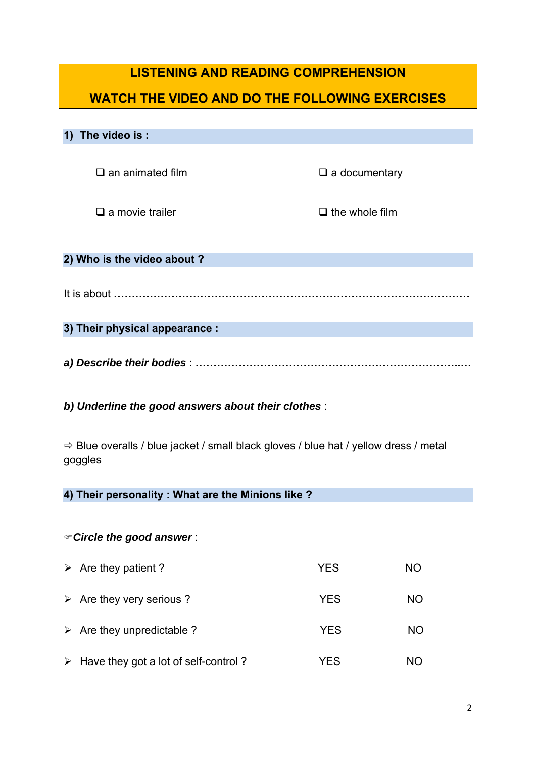## LISTENING AND READING COMPREHENSION

## WATCH THE VIDEO AND DO THE FOLLOWING EXERCISES

### 1) The video is :

❑ an animated film

❑ a documentary

❑ a movie trailer

❑ the whole film

### 2) Who is the video about ?

It is about …………………………………………………………………………………………

### 3) Their physical appearance :

***a) Describe their bodies*** : ……………………………………………………………………..…

***b) Underline the good answers about their clothes*** :

⇨ Blue overalls / blue jacket / small black gloves / blue hat / yellow dress / metal goggles

### 4) Their personality : What are the Minions like ?

☞***Circle the good answer*** :

| | | |
|---|---|---|
| ➢ Are they patient ? | YES | NO |
| ➢ Are they very serious ? | YES | NO |
| ➢ Are they unpredictable ? | YES | NO |
| ➢ Have they got a lot of self-control ? | YES | NO |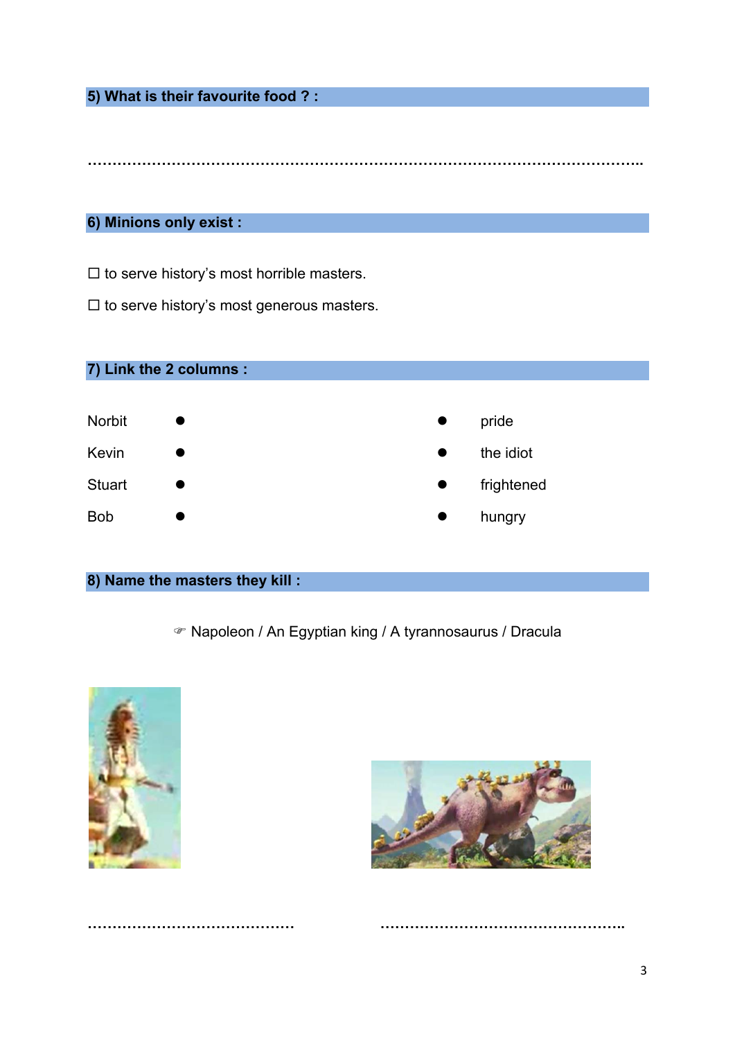## 5) What is their favourite food ? :

……………………………………………………………………………………………………

## 6) Minions only exist :

☐ to serve history's most horrible masters.

☐ to serve history's most generous masters.

## 7) Link the 2 columns :

| | | | |
|---|---|---|---|
| Norbit | ● | ● | pride |
| Kevin | ● | ● | the idiot |
| Stuart | ● | ● | frightened |
| Bob | ● | ● | hungry |

## 8) Name the masters they kill :

☞ Napoleon / An Egyptian king / A tyrannosaurus / Dracula

…………………………………… ……………………………………………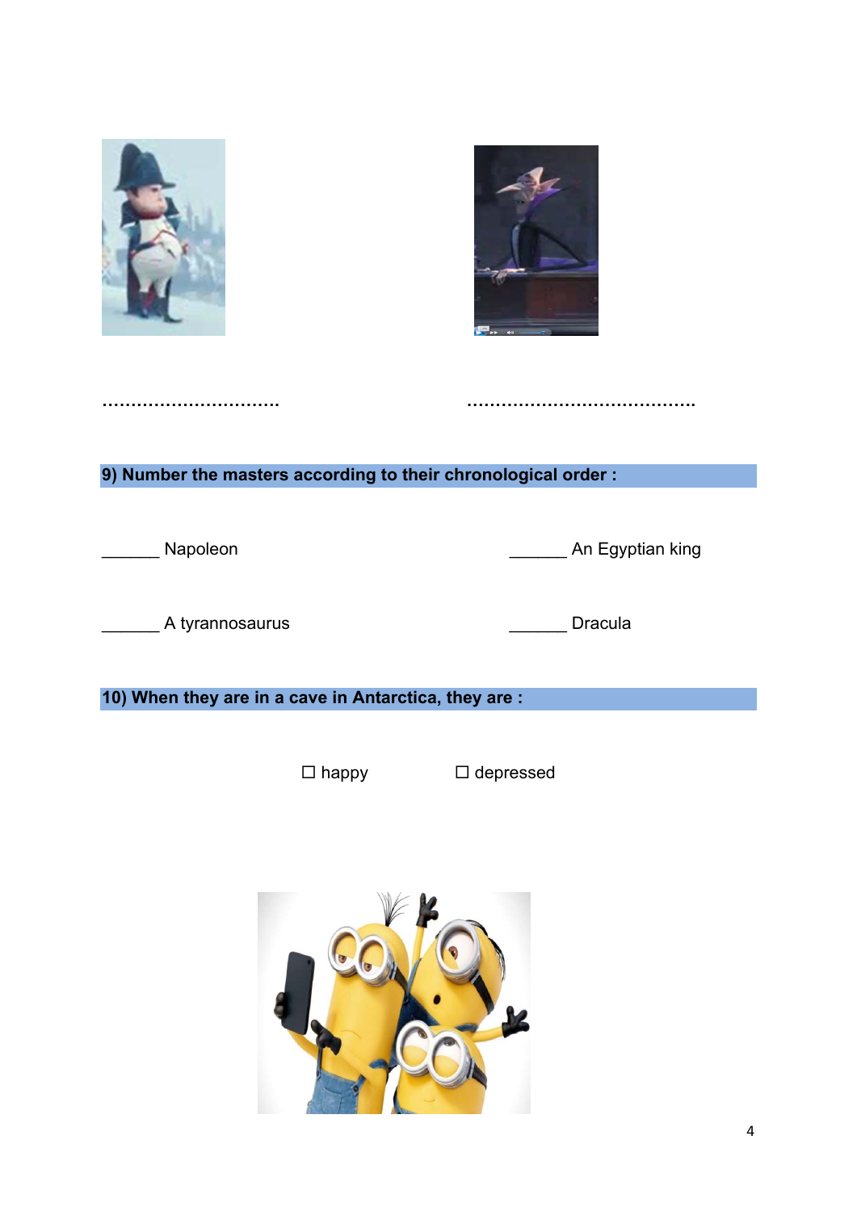……………………………  ……………………………………

## 9) Number the masters according to their chronological order :

______ Napoleon  ______ An Egyptian king

______ A tyrannosaurus  ______ Dracula

## 10) When they are in a cave in Antarctica, they are :

☐ happy  ☐ depressed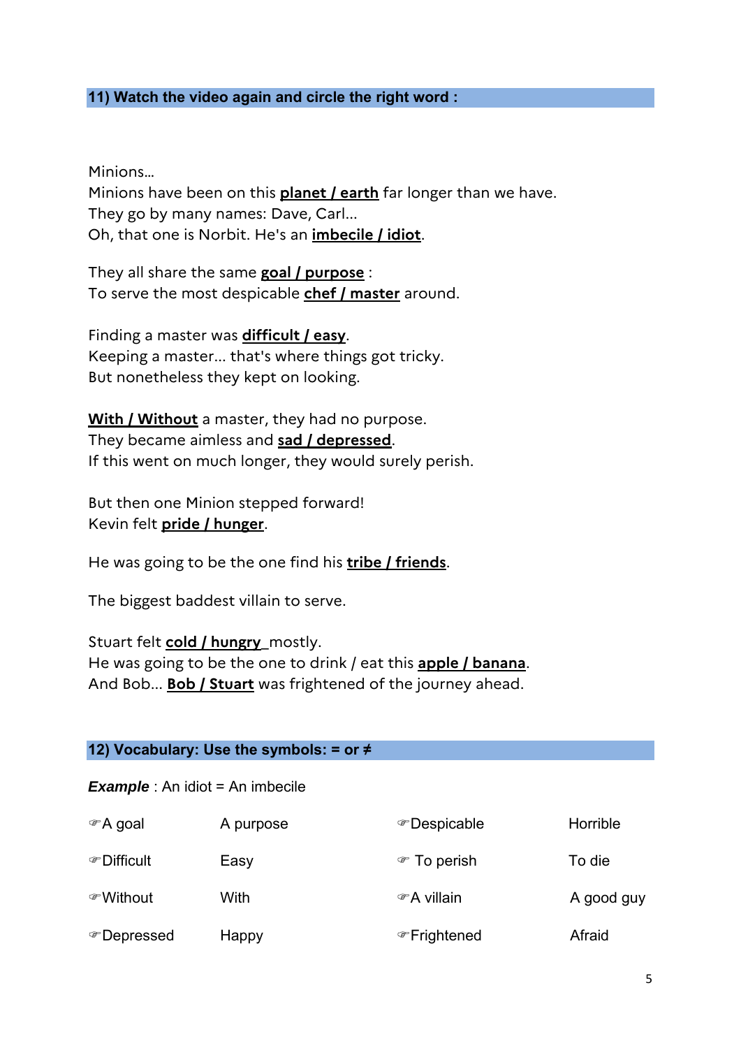## 11) Watch the video again and circle the right word :

Minions…
Minions have been on this **planet / earth** far longer than we have.
They go by many names: Dave, Carl…
Oh, that one is Norbit. He's an **imbecile / idiot**.

They all share the same **goal / purpose** :
To serve the most despicable **chef / master** around.

Finding a master was **difficult / easy**.
Keeping a master… that's where things got tricky.
But nonetheless they kept on looking.

**With / Without** a master, they had no purpose.
They became aimless and **sad / depressed**.
If this went on much longer, they would surely perish.

But then one Minion stepped forward!
Kevin felt **pride / hunger**.

He was going to be the one find his **tribe / friends**.

The biggest baddest villain to serve.

Stuart felt **cold / hungry** mostly.
He was going to be the one to drink / eat this **apple / banana**.
And Bob… **Bob / Stuart** was frightened of the journey ahead.

## 12) Vocabulary: Use the symbols: = or ≠

***Example*** : An idiot = An imbecile

| | | | |
|---|---|---|---|
| ☞A goal | A purpose | ☞Despicable | Horrible |
| ☞Difficult | Easy | ☞ To perish | To die |
| ☞Without | With | ☞A villain | A good guy |
| ☞Depressed | Happy | ☞Frightened | Afraid |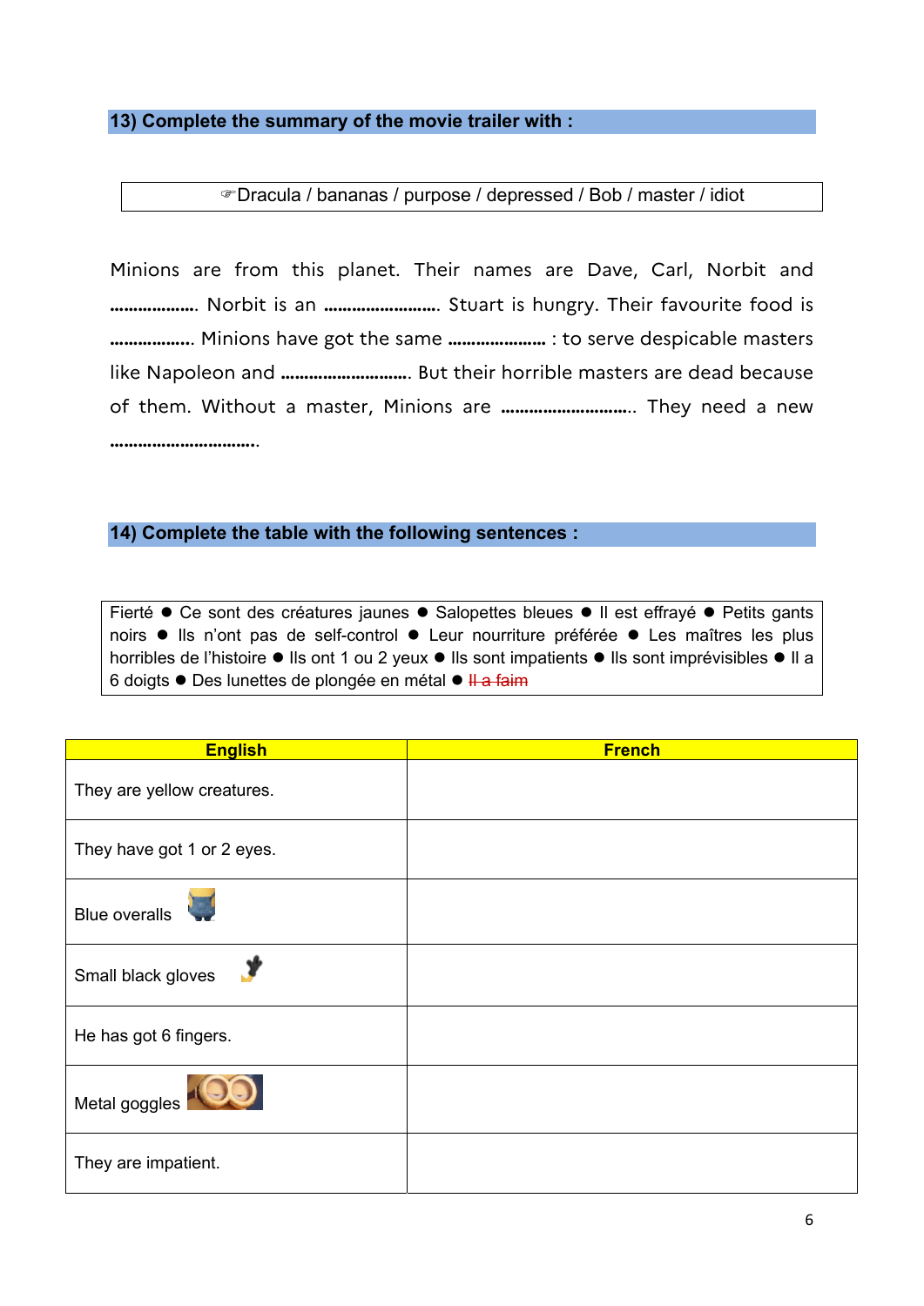## 13) Complete the summary of the movie trailer with :

| ☞Dracula / bananas / purpose / depressed / Bob / master / idiot |
|---|

Minions are from this planet. Their names are Dave, Carl, Norbit and ………………. Norbit is an ……………………. Stuart is hungry. Their favourite food is ……………… Minions have got the same ………………… : to serve despicable masters like Napoleon and ………………………. But their horrible masters are dead because of them. Without a master, Minions are ……………………….. They need a new …………………………..

## 14) Complete the table with the following sentences :

| Fierté ● Ce sont des créatures jaunes ● Salopettes bleues ● Il est effrayé ● Petits gants noirs ● Ils n'ont pas de self-control ● Leur nourriture préférée ● Les maîtres les plus horribles de l'histoire ● Ils ont 1 ou 2 yeux ● Ils sont impatients ● Ils sont imprévisibles ● Il a 6 doigts ● Des lunettes de plongée en métal ● ~~Il a faim~~ |
|---|

| English | French |
|---|---|
| They are yellow creatures. | |
| They have got 1 or 2 eyes. | |
| Blue overalls | |
| Small black gloves | |
| He has got 6 fingers. | |
| Metal goggles | |
| They are impatient. | |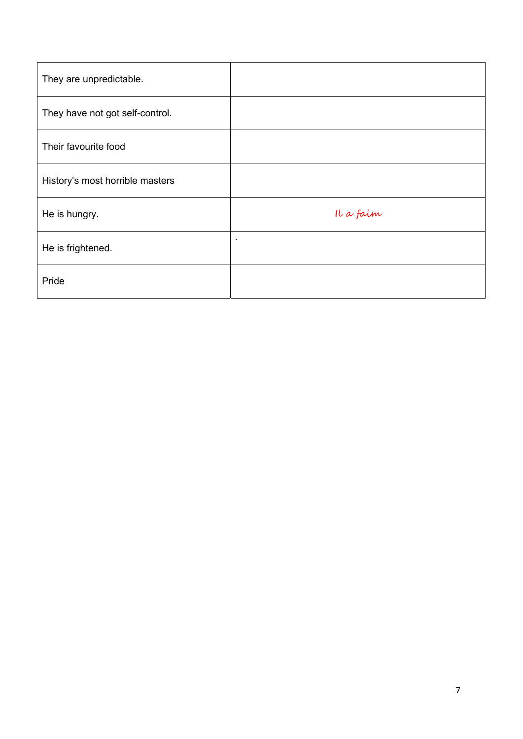| | |
|---|---|
| They are unpredictable. | |
| They have not got self-control. | |
| Their favourite food | |
| History's most horrible masters | |
| He is hungry. | Il a faim |
| He is frightened. | . |
| Pride | |